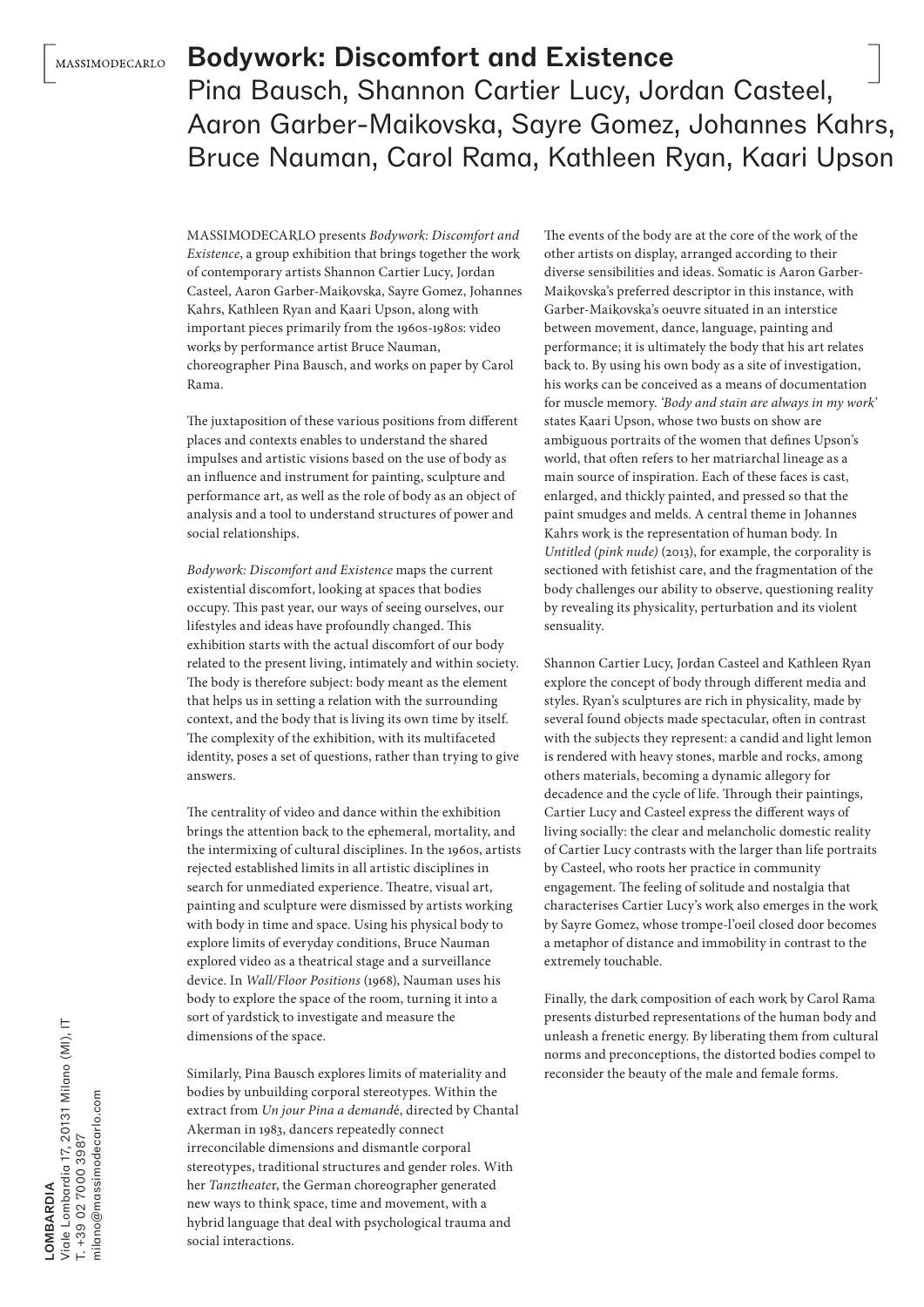# Bodywork: Discomfort and Existence

## Pina Bausch, Shannon Cartier Lucy, Jordan Casteel, Aaron Garber-Maikovska, Sayre Gomez, Johannes Kahrs, Bruce Nauman, Carol Rama, Kathleen Ryan, Kaari Upson

MASSIMODECARLO presents *Bodywork: Discomfort and Existence*, a group exhibition that brings together the work of contemporary artists Shannon Cartier Lucy, Jordan Casteel, Aaron Garber-Maikovska, Sayre Gomez, Johannes Kahrs, Kathleen Ryan and Kaari Upson, along with important pieces primarily from the 1960s-1980s: video works by performance artist Bruce Nauman, choreographer Pina Bausch, and works on paper by Carol Rama.

The juxtaposition of these various positions from different places and contexts enables to understand the shared impulses and artistic visions based on the use of body as an influence and instrument for painting, sculpture and performance art, as well as the role of body as an object of analysis and a tool to understand structures of power and social relationships.

*Bodywork: Discomfort and Existence* maps the current existential discomfort, looking at spaces that bodies occupy. This past year, our ways of seeing ourselves, our lifestyles and ideas have profoundly changed. This exhibition starts with the actual discomfort of our body related to the present living, intimately and within society. The body is therefore subject: body meant as the element that helps us in setting a relation with the surrounding context, and the body that is living its own time by itself. The complexity of the exhibition, with its multifaceted identity, poses a set of questions, rather than trying to give answers.

The centrality of video and dance within the exhibition brings the attention back to the ephemeral, mortality, and the intermixing of cultural disciplines. In the 1960s, artists rejected established limits in all artistic disciplines in search for unmediated experience. Theatre, visual art, painting and sculpture were dismissed by artists working with body in time and space. Using his physical body to explore limits of everyday conditions, Bruce Nauman explored video as a theatrical stage and a surveillance device. In *Wall/Floor Positions* (1968), Nauman uses his body to explore the space of the room, turning it into a sort of yardstick to investigate and measure the dimensions of the space.

Similarly, Pina Bausch explores limits of materiality and bodies by unbuilding corporal stereotypes. Within the extract from *Un jour Pina a demandé*, directed by Chantal Akerman in 1983, dancers repeatedly connect irreconcilable dimensions and dismantle corporal stereotypes, traditional structures and gender roles. With her *Tanztheater*, the German choreographer generated new ways to think space, time and movement, with a hybrid language that deal with psychological trauma and social interactions.

The events of the body are at the core of the work of the other artists on display, arranged according to their diverse sensibilities and ideas. Somatic is Aaron Garber-Maikovska's preferred descriptor in this instance, with Garber-Maikovska's oeuvre situated in an interstice between movement, dance, language, painting and performance; it is ultimately the body that his art relates back to. By using his own body as a site of investigation, his works can be conceived as a means of documentation for muscle memory. *'Body and stain are always in my work'* states Kaari Upson, whose two busts on show are ambiguous portraits of the women that defines Upson's world, that often refers to her matriarchal lineage as a main source of inspiration. Each of these faces is cast, enlarged, and thickly painted, and pressed so that the paint smudges and melds. A central theme in Johannes Kahrs work is the representation of human body. In *Untitled (pink nude)* (2013), for example, the corporality is sectioned with fetishist care, and the fragmentation of the body challenges our ability to observe, questioning reality by revealing its physicality, perturbation and its violent sensuality.

Shannon Cartier Lucy, Jordan Casteel and Kathleen Ryan explore the concept of body through different media and styles. Ryan's sculptures are rich in physicality, made by several found objects made spectacular, often in contrast with the subjects they represent: a candid and light lemon is rendered with heavy stones, marble and rocks, among others materials, becoming a dynamic allegory for decadence and the cycle of life. Through their paintings, Cartier Lucy and Casteel express the different ways of living socially: the clear and melancholic domestic reality of Cartier Lucy contrasts with the larger than life portraits by Casteel, who roots her practice in community engagement. The feeling of solitude and nostalgia that characterises Cartier Lucy's work also emerges in the work by Sayre Gomez, whose trompe-l'oeil closed door becomes a metaphor of distance and immobility in contrast to the extremely touchable.

Finally, the dark composition of each work by Carol Rama presents disturbed representations of the human body and unleash a frenetic energy. By liberating them from cultural norms and preconceptions, the distorted bodies compel to reconsider the beauty of the male and female forms.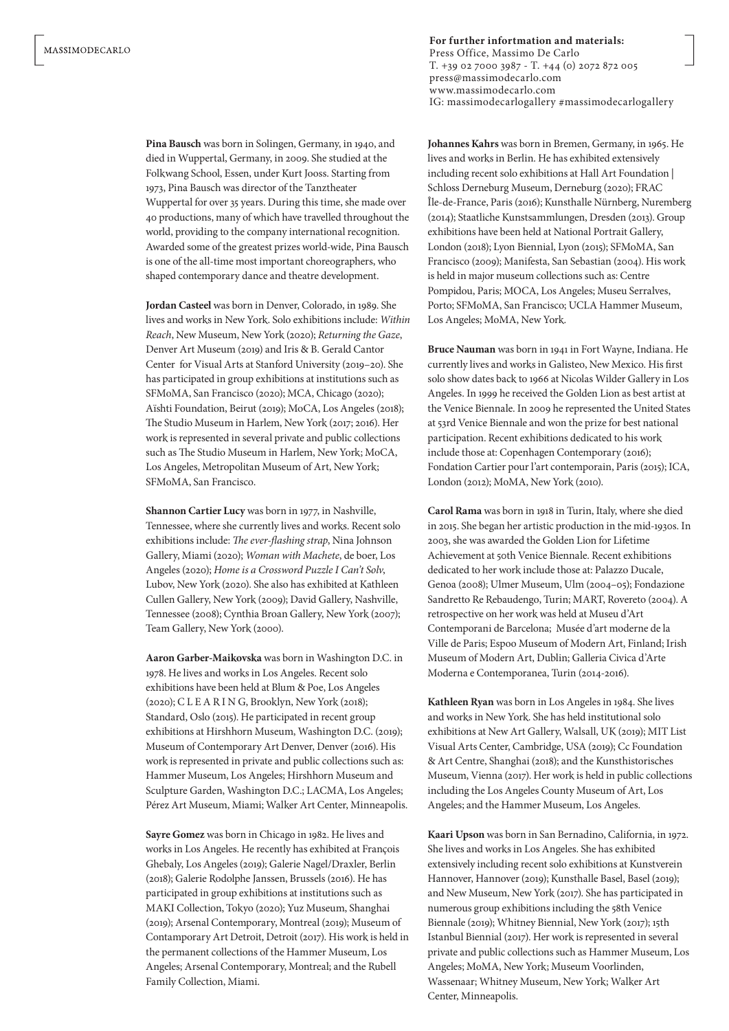**For further infortmation and materials:**
Press Office, Massimo De Carlo
T. +39 02 7000 3987 - T. +44 (0) 2072 872 005
press@massimodecarlo.com
www.massimodecarlo.com
IG: massimodecarlogallery #massimodecarlogallery

**Pina Bausch** was born in Solingen, Germany, in 1940, and died in Wuppertal, Germany, in 2009. She studied at the Folkwang School, Essen, under Kurt Jooss. Starting from 1973, Pina Bausch was director of the Tanztheater Wuppertal for over 35 years. During this time, she made over 40 productions, many of which have travelled throughout the world, providing to the company international recognition. Awarded some of the greatest prizes world-wide, Pina Bausch is one of the all-time most important choreographers, who shaped contemporary dance and theatre development.

**Jordan Casteel** was born in Denver, Colorado, in 1989. She lives and works in New York. Solo exhibitions include: *Within Reach*, New Museum, New York (2020); *Returning the Gaze*, Denver Art Museum (2019) and Iris & B. Gerald Cantor Center for Visual Arts at Stanford University (2019–20). She has participated in group exhibitions at institutions such as SFMoMA, San Francisco (2020); MCA, Chicago (2020); Aïshti Foundation, Beirut (2019); MoCA, Los Angeles (2018); The Studio Museum in Harlem, New York (2017; 2016). Her work is represented in several private and public collections such as The Studio Museum in Harlem, New York; MoCA, Los Angeles, Metropolitan Museum of Art, New York; SFMoMA, San Francisco.

**Shannon Cartier Lucy** was born in 1977, in Nashville, Tennessee, where she currently lives and works. Recent solo exhibitions include: *The ever-flashing strap*, Nina Johnson Gallery, Miami (2020); *Woman with Machete*, de boer, Los Angeles (2020); *Home is a Crossword Puzzle I Can't Solv*, Lubov, New York (2020). She also has exhibited at Kathleen Cullen Gallery, New York (2009); David Gallery, Nashville, Tennessee (2008); Cynthia Broan Gallery, New York (2007); Team Gallery, New York (2000).

**Aaron Garber-Maikovska** was born in Washington D.C. in 1978. He lives and works in Los Angeles. Recent solo exhibitions have been held at Blum & Poe, Los Angeles (2020); C L E A R I N G, Brooklyn, New York (2018); Standard, Oslo (2015). He participated in recent group exhibitions at Hirshhorn Museum, Washington D.C. (2019); Museum of Contemporary Art Denver, Denver (2016). His work is represented in private and public collections such as: Hammer Museum, Los Angeles; Hirshhorn Museum and Sculpture Garden, Washington D.C.; LACMA, Los Angeles; Pérez Art Museum, Miami; Walker Art Center, Minneapolis.

**Sayre Gomez** was born in Chicago in 1982. He lives and works in Los Angeles. He recently has exhibited at François Ghebaly, Los Angeles (2019); Galerie Nagel/Draxler, Berlin (2018); Galerie Rodolphe Janssen, Brussels (2016). He has participated in group exhibitions at institutions such as MAKI Collection, Tokyo (2020); Yuz Museum, Shanghai (2019); Arsenal Contemporary, Montreal (2019); Museum of Contamporary Art Detroit, Detroit (2017). His work is held in the permanent collections of the Hammer Museum, Los Angeles; Arsenal Contemporary, Montreal; and the Rubell Family Collection, Miami.

**Johannes Kahrs** was born in Bremen, Germany, in 1965. He lives and works in Berlin. He has exhibited extensively including recent solo exhibitions at Hall Art Foundation | Schloss Derneburg Museum, Derneburg (2020); FRAC Île-de-France, Paris (2016); Kunsthalle Nürnberg, Nuremberg (2014); Staatliche Kunstsammlungen, Dresden (2013). Group exhibitions have been held at National Portrait Gallery, London (2018); Lyon Biennial, Lyon (2015); SFMoMA, San Francisco (2009); Manifesta, San Sebastian (2004). His work is held in major museum collections such as: Centre Pompidou, Paris; MOCA, Los Angeles; Museu Serralves, Porto; SFMoMA, San Francisco; UCLA Hammer Museum, Los Angeles; MoMA, New York.

**Bruce Nauman** was born in 1941 in Fort Wayne, Indiana. He currently lives and works in Galisteo, New Mexico. His first solo show dates back to 1966 at Nicolas Wilder Gallery in Los Angeles. In 1999 he received the Golden Lion as best artist at the Venice Biennale. In 2009 he represented the United States at 53rd Venice Biennale and won the prize for best national participation. Recent exhibitions dedicated to his work include those at: Copenhagen Contemporary (2016); Fondation Cartier pour l'art contemporain, Paris (2015); ICA, London (2012); MoMA, New York (2010).

**Carol Rama** was born in 1918 in Turin, Italy, where she died in 2015. She began her artistic production in the mid-1930s. In 2003, she was awarded the Golden Lion for Lifetime Achievement at 50th Venice Biennale. Recent exhibitions dedicated to her work include those at: Palazzo Ducale, Genoa (2008); Ulmer Museum, Ulm (2004–05); Fondazione Sandretto Re Rebaudengo, Turin; MART, Rovereto (2004). A retrospective on her work was held at Museu d'Art Contemporani de Barcelona; Musée d'art moderne de la Ville de Paris; Espoo Museum of Modern Art, Finland; Irish Museum of Modern Art, Dublin; Galleria Civica d'Arte Moderna e Contemporanea, Turin (2014-2016).

**Kathleen Ryan** was born in Los Angeles in 1984. She lives and works in New York. She has held institutional solo exhibitions at New Art Gallery, Walsall, UK (2019); MIT List Visual Arts Center, Cambridge, USA (2019); Cc Foundation & Art Centre, Shanghai (2018); and the Kunsthistorisches Museum, Vienna (2017). Her work is held in public collections including the Los Angeles County Museum of Art, Los Angeles; and the Hammer Museum, Los Angeles.

**Kaari Upson** was born in San Bernadino, California, in 1972. She lives and works in Los Angeles. She has exhibited extensively including recent solo exhibitions at Kunstverein Hannover, Hannover (2019); Kunsthalle Basel, Basel (2019); and New Museum, New York (2017). She has participated in numerous group exhibitions including the 58th Venice Biennale (2019); Whitney Biennial, New York (2017); 15th Istanbul Biennial (2017). Her work is represented in several private and public collections such as Hammer Museum, Los Angeles; MoMA, New York; Museum Voorlinden, Wassenaar; Whitney Museum, New York; Walker Art Center, Minneapolis.